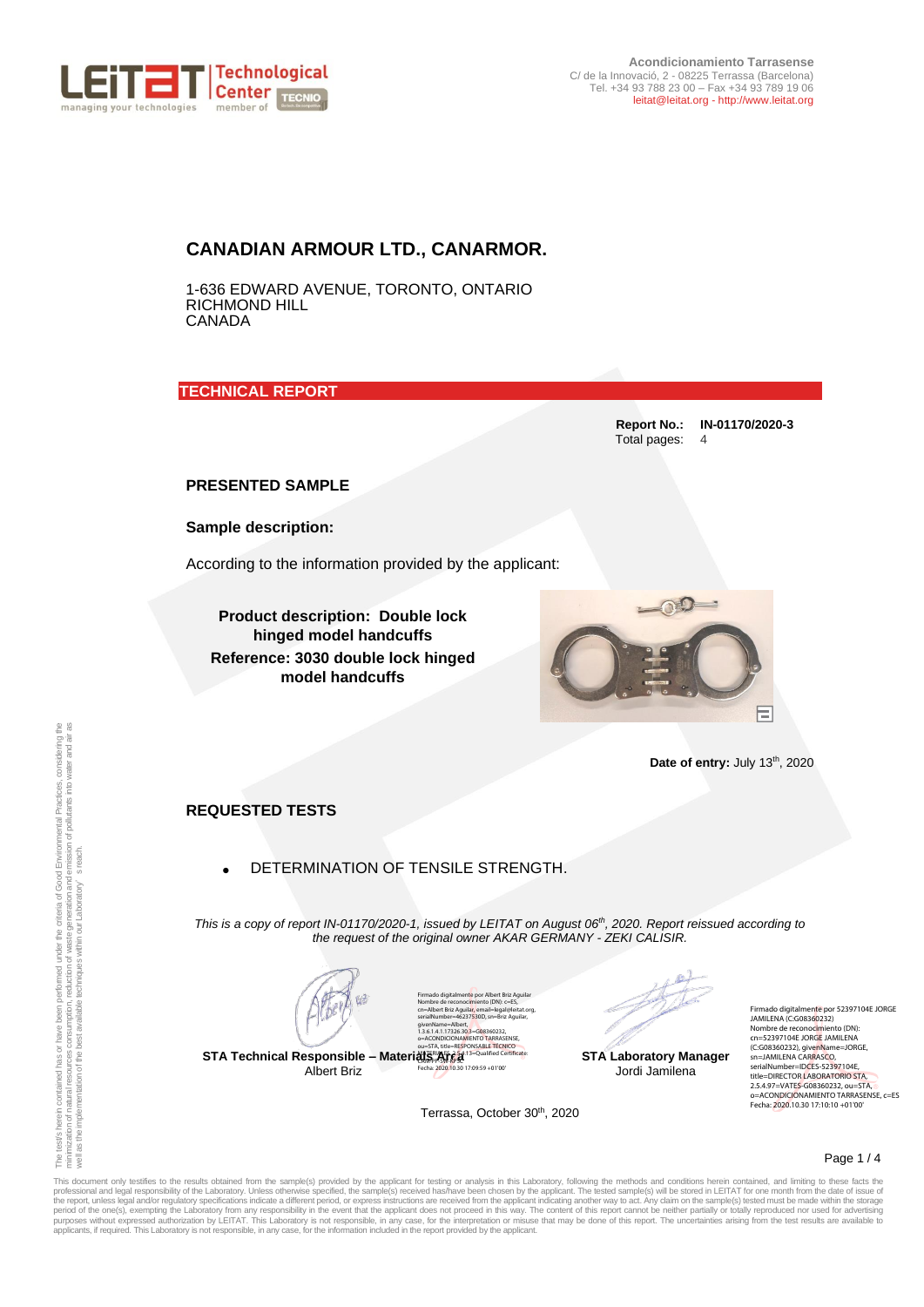Acondicionamiento Tarrasense
C/ de la Innovació, 2 - 08225 Terrassa (Barcelona)
Tel. +34 93 788 23 00 – Fax +34 93 789 19 06
leitat@leitat.org - http://www.leitat.org

# CANADIAN ARMOUR LTD., CANARMOR.

1-636 EDWARD AVENUE, TORONTO, ONTARIO
RICHMOND HILL
CANADA

## TECHNICAL REPORT

**Report No.:** **IN-01170/2020-3**
Total pages: 4

## PRESENTED SAMPLE

### Sample description:

According to the information provided by the applicant:

**Product description: Double lock hinged model handcuffs**
**Reference: 3030 double lock hinged model handcuffs**

**Date of entry:** July 13th, 2020

## REQUESTED TESTS

- DETERMINATION OF TENSILE STRENGTH.

*This is a copy of report IN-01170/2020-1, issued by LEITAT on August 06th, 2020. Report reissued according to the request of the original owner AKAR GERMANY - ZEKI CALISIR.*

Firmado digitalmente por Albert Briz Aguilar
Nombre de reconocimiento (DN): c=ES, cn=Albert Briz Aguilar, email=legal@leitat.org, serialNumber=46237530D, sn=Briz Aguilar, givenName=Albert, 1.3.6.1.4.1.17326.30.3=G08360232, o=ACONDICIONAMIENTO TARRASENSE, ou=STA, title=RESPONSABLE TECNICO MATERIALES, 2.5.4.13=Qualified Certificate: AAPP-PJ-SW-KPSC
Fecha: 2020.10.30 17:09:59 +01'00'

**STA Technical Responsible – Materials Area**
Albert Briz

Firmado digitalmente por 52397104E JORGE JAMILENA (C:G08360232)
Nombre de reconocimiento (DN): cn=52397104E JORGE JAMILENA (C:G08360232), givenName=JORGE, sn=JAMILENA CARRASCO, serialNumber=IDCES-52397104E, title=DIRECTOR LABORATORIO STA, 2.5.4.97=VATES-G08360232, ou=STA, o=ACONDICIONAMIENTO TARRASENSE, c=ES
Fecha: 2020.10.30 17:10:10 +01'00'

**STA Laboratory Manager**
Jordi Jamilena

Terrassa, October 30th, 2020

The test/s herein contained has or have been performed under the criteria of Good Environmental Practices, considering the minimization of natural resources consumption, reduction of waste generation and emission of pollutants into water and air as well as the implementation of the best available techniques within our Laboratory's reach.

This document only testifies to the results obtained from the sample(s) provided by the applicant for testing or analysis in this Laboratory, following the methods and conditions herein contained, and limiting to these facts the professional and legal responsibility of the Laboratory. Unless otherwise specified, the sample(s) received has/have been chosen by the applicant. The tested sample(s) will be stored in LEITAT for one month from the date of issue of the report, unless legal and/or regulatory specifications indicate a different period, or express instructions are received from the applicant indicating another way to act. Any claim on the sample(s) tested must be made within the storage period of the one(s), exempting the Laboratory from any responsibility in the event that the applicant does not proceed in this way. The content of this report cannot be neither partially or totally reproduced nor used for advertising purposes without expressed authorization by LEITAT. This Laboratory is not responsible, in any case, for the interpretation or misuse that may be done of this report. The uncertainties arising from the test results are available to applicants, if required. This Laboratory is not responsible, in any case, for the information included in the report provided by the applicant.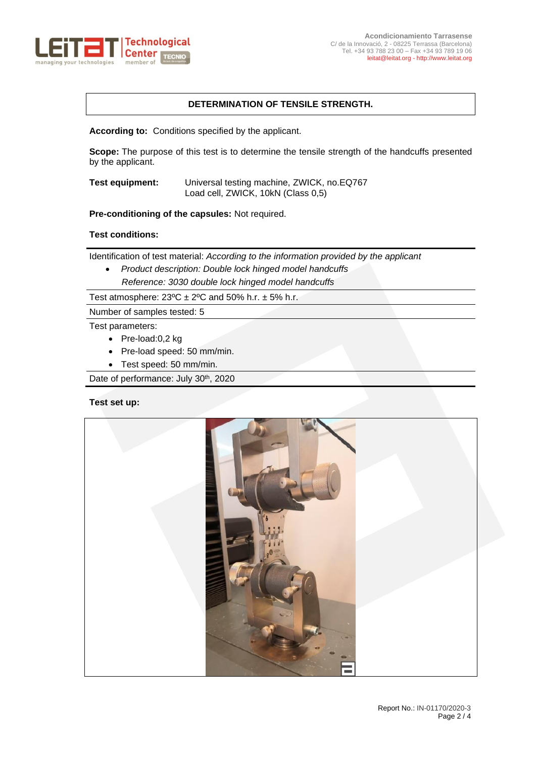**DETERMINATION OF TENSILE STRENGTH.**

**According to:** Conditions specified by the applicant.

**Scope:** The purpose of this test is to determine the tensile strength of the handcuffs presented by the applicant.

**Test equipment:** Universal testing machine, ZWICK, no.EQ767
Load cell, ZWICK, 10kN (Class 0,5)

**Pre-conditioning of the capsules:** Not required.

**Test conditions:**

Identification of test material: *According to the information provided by the applicant*

- *Product description: Double lock hinged model handcuffs*
  *Reference: 3030 double lock hinged model handcuffs*

Test atmosphere: 23ºC ± 2ºC and 50% h.r. ± 5% h.r.

Number of samples tested: 5

Test parameters:

- Pre-load:0,2 kg
- Pre-load speed: 50 mm/min.
- Test speed: 50 mm/min.

Date of performance: July 30th, 2020

**Test set up:**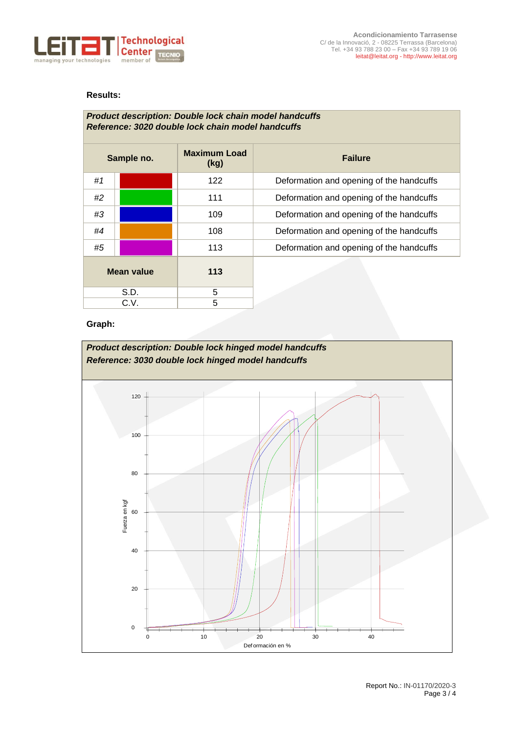**Results:**

| *Product description: Double lock chain model handcuffs*<br>*Reference: 3020 double lock chain model handcuffs* | | | |
|---|---|---|---|
| **Sample no.** | | **Maximum Load (kg)** | **Failure** |
| *#1* | | 122 | Deformation and opening of the handcuffs |
| *#2* | | 111 | Deformation and opening of the handcuffs |
| *#3* | | 109 | Deformation and opening of the handcuffs |
| *#4* | | 108 | Deformation and opening of the handcuffs |
| *#5* | | 113 | Deformation and opening of the handcuffs |
| **Mean value** | | **113** | |
| S.D. | | 5 | |
| C.V. | | 5 | |

**Graph:**

***Product description: Double lock hinged model handcuffs***
***Reference: 3030 double lock hinged model handcuffs***

Fuerza en kgf

Deformación en %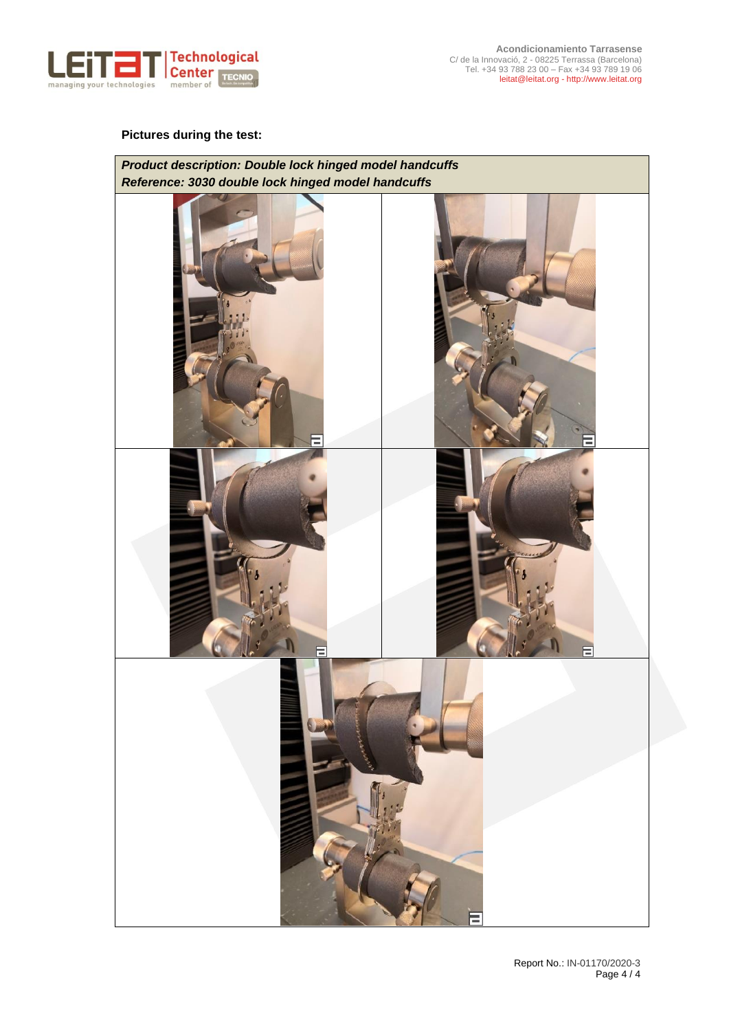**Pictures during the test:**

| *Product description: Double lock hinged model handcuffs*<br>*Reference: 3030 double lock hinged model handcuffs* |
|---|